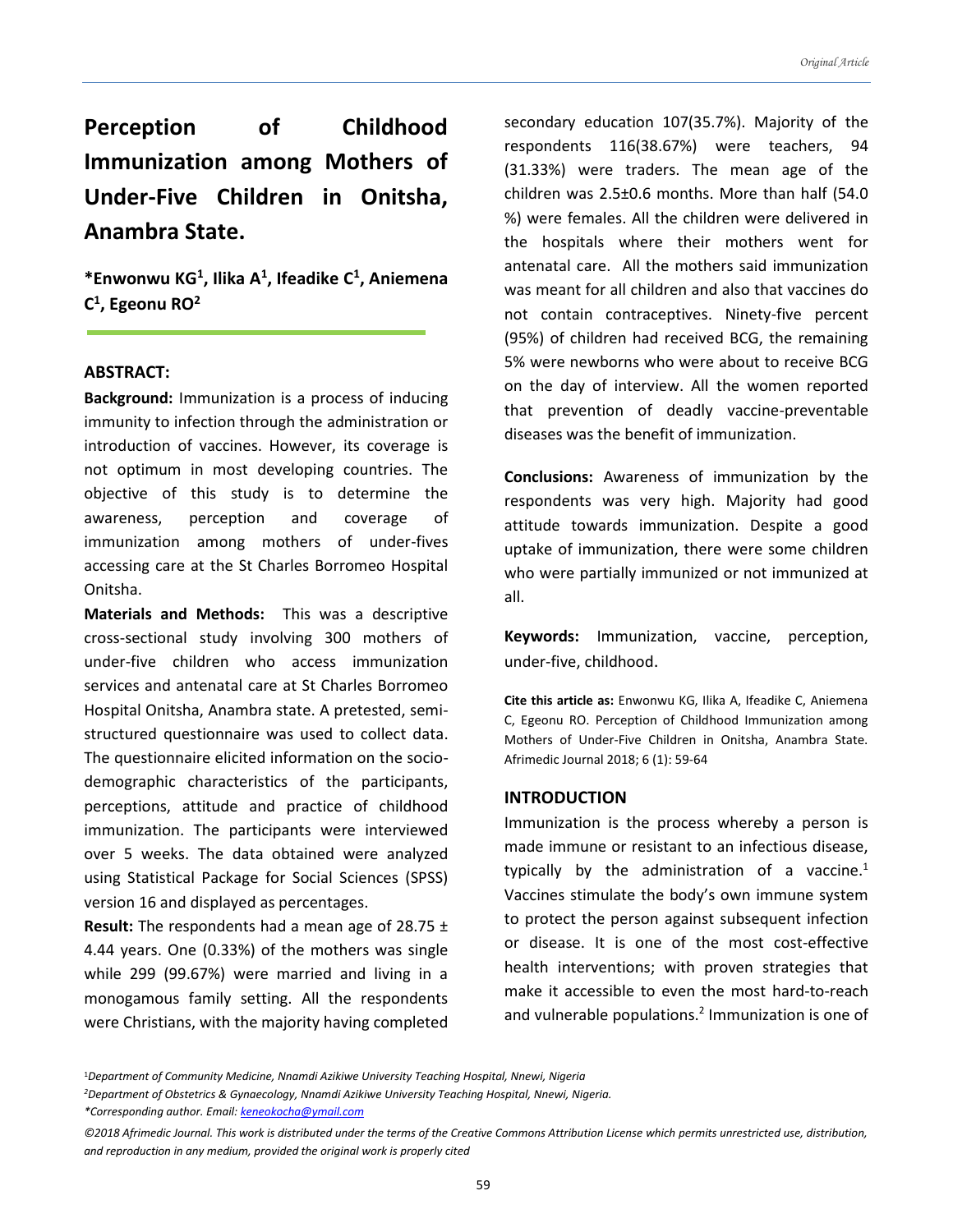# Perception of Childhood Immunization among Mothers of Under-Five Children in Onitsha, Anambra State.

**\*Enwonwu KG[1], Ilika A[1], Ifeadike C[1], Aniemena C[1], Egeonu RO[2]**

## ABSTRACT:

**Background:** Immunization is a process of inducing immunity to infection through the administration or introduction of vaccines. However, its coverage is not optimum in most developing countries. The objective of this study is to determine the awareness, perception and coverage of immunization among mothers of under-fives accessing care at the St Charles Borromeo Hospital Onitsha.

**Materials and Methods:** This was a descriptive cross-sectional study involving 300 mothers of under-five children who access immunization services and antenatal care at St Charles Borromeo Hospital Onitsha, Anambra state. A pretested, semi-structured questionnaire was used to collect data. The questionnaire elicited information on the socio-demographic characteristics of the participants, perceptions, attitude and practice of childhood immunization. The participants were interviewed over 5 weeks. The data obtained were analyzed using Statistical Package for Social Sciences (SPSS) version 16 and displayed as percentages.

**Result:** The respondents had a mean age of 28.75 ± 4.44 years. One (0.33%) of the mothers was single while 299 (99.67%) were married and living in a monogamous family setting. All the respondents were Christians, with the majority having completed secondary education 107(35.7%). Majority of the respondents 116(38.67%) were teachers, 94 (31.33%) were traders. The mean age of the children was 2.5±0.6 months. More than half (54.0 %) were females. All the children were delivered in the hospitals where their mothers went for antenatal care. All the mothers said immunization was meant for all children and also that vaccines do not contain contraceptives. Ninety-five percent (95%) of children had received BCG, the remaining 5% were newborns who were about to receive BCG on the day of interview. All the women reported that prevention of deadly vaccine-preventable diseases was the benefit of immunization.

**Conclusions:** Awareness of immunization by the respondents was very high. Majority had good attitude towards immunization. Despite a good uptake of immunization, there were some children who were partially immunized or not immunized at all.

**Keywords:** Immunization, vaccine, perception, under-five, childhood.

**Cite this article as:** Enwonwu KG, Ilika A, Ifeadike C, Aniemena C, Egeonu RO. Perception of Childhood Immunization among Mothers of Under-Five Children in Onitsha, Anambra State. Afrimedic Journal 2018; 6 (1): 59-64

## INTRODUCTION

Immunization is the process whereby a person is made immune or resistant to an infectious disease, typically by the administration of a vaccine.[1] Vaccines stimulate the body's own immune system to protect the person against subsequent infection or disease. It is one of the most cost-effective health interventions; with proven strategies that make it accessible to even the most hard-to-reach and vulnerable populations.[2] Immunization is one of

[1]*Department of Community Medicine, Nnamdi Azikiwe University Teaching Hospital, Nnewi, Nigeria*

[2]*Department of Obstetrics & Gynaecology, Nnamdi Azikiwe University Teaching Hospital, Nnewi, Nigeria.*

*\*Corresponding author. Email: keneokocha@ymail.com*

*©2018 Afrimedic Journal. This work is distributed under the terms of the Creative Commons Attribution License which permits unrestricted use, distribution, and reproduction in any medium, provided the original work is properly cited*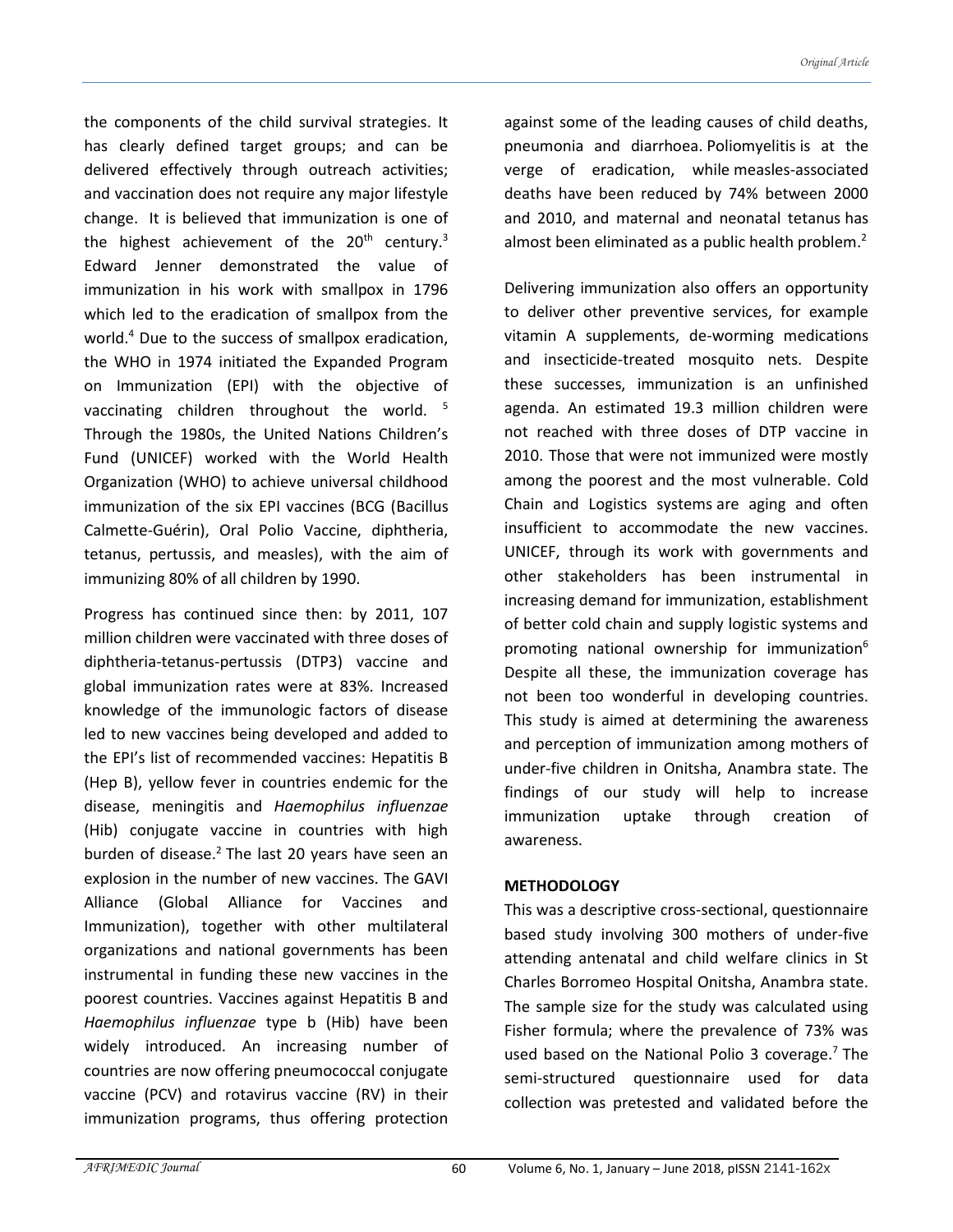the components of the child survival strategies. It has clearly defined target groups; and can be delivered effectively through outreach activities; and vaccination does not require any major lifestyle change. It is believed that immunization is one of the highest achievement of the $20^{th}$ century.[3] Edward Jenner demonstrated the value of immunization in his work with smallpox in 1796 which led to the eradication of smallpox from the world.[4] Due to the success of smallpox eradication, the WHO in 1974 initiated the Expanded Program on Immunization (EPI) with the objective of vaccinating children throughout the world. [5] Through the 1980s, the United Nations Children's Fund (UNICEF) worked with the World Health Organization (WHO) to achieve universal childhood immunization of the six EPI vaccines (BCG (Bacillus Calmette-Guérin), Oral Polio Vaccine, diphtheria, tetanus, pertussis, and measles), with the aim of immunizing 80% of all children by 1990.

Progress has continued since then: by 2011, 107 million children were vaccinated with three doses of diphtheria-tetanus-pertussis (DTP3) vaccine and global immunization rates were at 83%. Increased knowledge of the immunologic factors of disease led to new vaccines being developed and added to the EPI's list of recommended vaccines: Hepatitis B (Hep B), yellow fever in countries endemic for the disease, meningitis and *Haemophilus influenzae* (Hib) conjugate vaccine in countries with high burden of disease.[2] The last 20 years have seen an explosion in the number of new vaccines. The GAVI Alliance (Global Alliance for Vaccines and Immunization), together with other multilateral organizations and national governments has been instrumental in funding these new vaccines in the poorest countries. Vaccines against Hepatitis B and *Haemophilus influenzae* type b (Hib) have been widely introduced. An increasing number of countries are now offering pneumococcal conjugate vaccine (PCV) and rotavirus vaccine (RV) in their immunization programs, thus offering protection against some of the leading causes of child deaths, pneumonia and diarrhoea. Poliomyelitis is at the verge of eradication, while measles-associated deaths have been reduced by 74% between 2000 and 2010, and maternal and neonatal tetanus has almost been eliminated as a public health problem.[2]

Delivering immunization also offers an opportunity to deliver other preventive services, for example vitamin A supplements, de-worming medications and insecticide-treated mosquito nets. Despite these successes, immunization is an unfinished agenda. An estimated 19.3 million children were not reached with three doses of DTP vaccine in 2010. Those that were not immunized were mostly among the poorest and the most vulnerable. Cold Chain and Logistics systems are aging and often insufficient to accommodate the new vaccines. UNICEF, through its work with governments and other stakeholders has been instrumental in increasing demand for immunization, establishment of better cold chain and supply logistic systems and promoting national ownership for immunization[6] Despite all these, the immunization coverage has not been too wonderful in developing countries. This study is aimed at determining the awareness and perception of immunization among mothers of under-five children in Onitsha, Anambra state. The findings of our study will help to increase immunization uptake through creation of awareness.

## METHODOLOGY

This was a descriptive cross-sectional, questionnaire based study involving 300 mothers of under-five attending antenatal and child welfare clinics in St Charles Borromeo Hospital Onitsha, Anambra state. The sample size for the study was calculated using Fisher formula; where the prevalence of 73% was used based on the National Polio 3 coverage.[7] The semi-structured questionnaire used for data collection was pretested and validated before the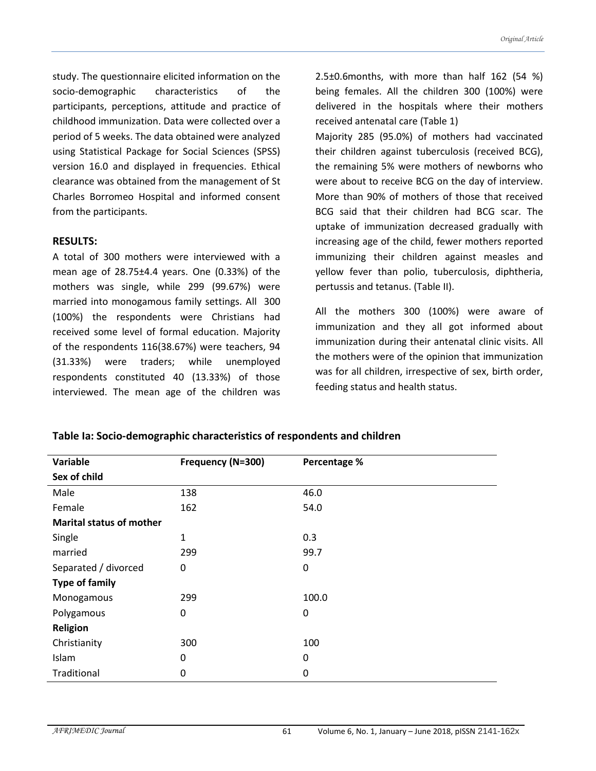study. The questionnaire elicited information on the socio-demographic characteristics of the participants, perceptions, attitude and practice of childhood immunization. Data were collected over a period of 5 weeks. The data obtained were analyzed using Statistical Package for Social Sciences (SPSS) version 16.0 and displayed in frequencies. Ethical clearance was obtained from the management of St Charles Borromeo Hospital and informed consent from the participants.

**RESULTS:**

A total of 300 mothers were interviewed with a mean age of 28.75±4.4 years. One (0.33%) of the mothers was single, while 299 (99.67%) were married into monogamous family settings. All 300 (100%) the respondents were Christians had received some level of formal education. Majority of the respondents 116(38.67%) were teachers, 94 (31.33%) were traders; while unemployed respondents constituted 40 (13.33%) of those interviewed. The mean age of the children was 2.5±0.6months, with more than half 162 (54 %) being females. All the children 300 (100%) were delivered in the hospitals where their mothers received antenatal care (Table 1)

Majority 285 (95.0%) of mothers had vaccinated their children against tuberculosis (received BCG), the remaining 5% were mothers of newborns who were about to receive BCG on the day of interview. More than 90% of mothers of those that received BCG said that their children had BCG scar. The uptake of immunization decreased gradually with increasing age of the child, fewer mothers reported immunizing their children against measles and yellow fever than polio, tuberculosis, diphtheria, pertussis and tetanus. (Table II).

All the mothers 300 (100%) were aware of immunization and they all got informed about immunization during their antenatal clinic visits. All the mothers were of the opinion that immunization was for all children, irrespective of sex, birth order, feeding status and health status.

**Table Ia: Socio-demographic characteristics of respondents and children**

| Variable | Frequency (N=300) | Percentage % |
|---|---|---|
| **Sex of child** | | |
| Male | 138 | 46.0 |
| Female | 162 | 54.0 |
| **Marital status of mother** | | |
| Single | 1 | 0.3 |
| married | 299 | 99.7 |
| Separated / divorced | 0 | 0 |
| **Type of family** | | |
| Monogamous | 299 | 100.0 |
| Polygamous | 0 | 0 |
| **Religion** | | |
| Christianity | 300 | 100 |
| Islam | 0 | 0 |
| Traditional | 0 | 0 |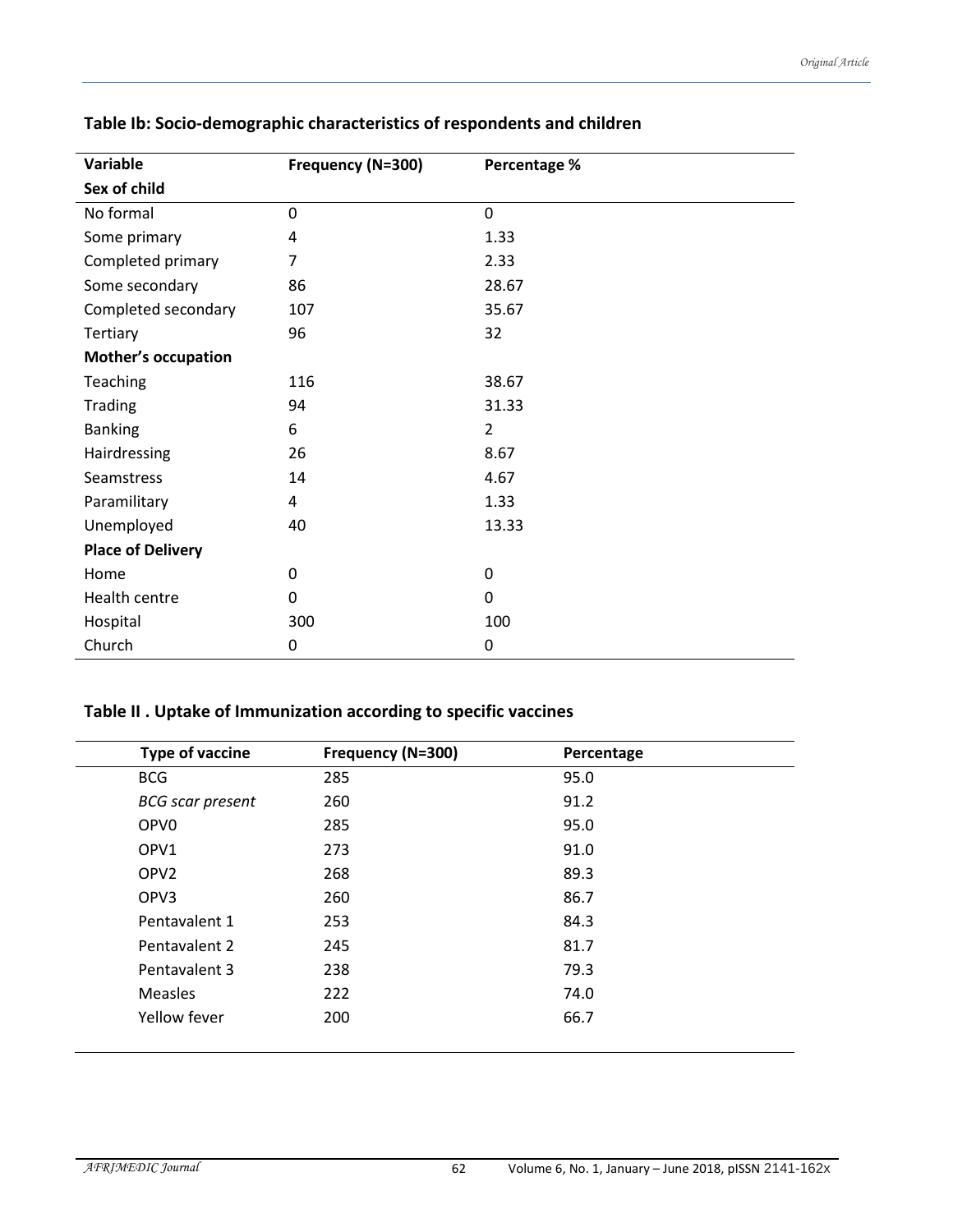**Table Ib: Socio-demographic characteristics of respondents and children**

| Variable | Frequency (N=300) | Percentage % |
|---|---|---|
| **Sex of child** | | |
| No formal | 0 | 0 |
| Some primary | 4 | 1.33 |
| Completed primary | 7 | 2.33 |
| Some secondary | 86 | 28.67 |
| Completed secondary | 107 | 35.67 |
| Tertiary | 96 | 32 |
| **Mother's occupation** | | |
| Teaching | 116 | 38.67 |
| Trading | 94 | 31.33 |
| Banking | 6 | 2 |
| Hairdressing | 26 | 8.67 |
| Seamstress | 14 | 4.67 |
| Paramilitary | 4 | 1.33 |
| Unemployed | 40 | 13.33 |
| **Place of Delivery** | | |
| Home | 0 | 0 |
| Health centre | 0 | 0 |
| Hospital | 300 | 100 |
| Church | 0 | 0 |

**Table II . Uptake of Immunization according to specific vaccines**

| Type of vaccine | Frequency (N=300) | Percentage |
|---|---|---|
| BCG | 285 | 95.0 |
| *BCG scar present* | 260 | 91.2 |
| OPV0 | 285 | 95.0 |
| OPV1 | 273 | 91.0 |
| OPV2 | 268 | 89.3 |
| OPV3 | 260 | 86.7 |
| Pentavalent 1 | 253 | 84.3 |
| Pentavalent 2 | 245 | 81.7 |
| Pentavalent 3 | 238 | 79.3 |
| Measles | 222 | 74.0 |
| Yellow fever | 200 | 66.7 |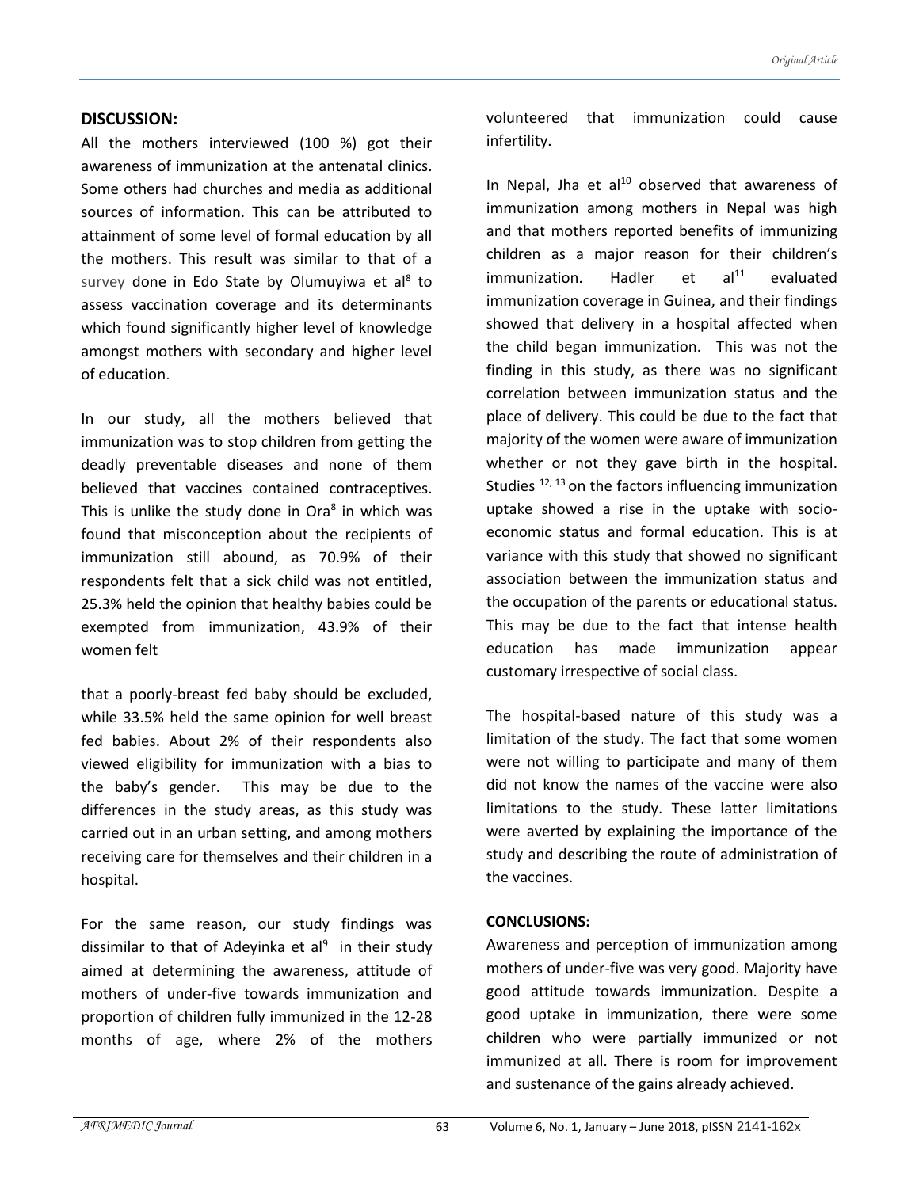## DISCUSSION:

All the mothers interviewed (100 %) got their awareness of immunization at the antenatal clinics. Some others had churches and media as additional sources of information. This can be attributed to attainment of some level of formal education by all the mothers. This result was similar to that of a survey done in Edo State by Olumuyiwa et al[8] to assess vaccination coverage and its determinants which found significantly higher level of knowledge amongst mothers with secondary and higher level of education.

In our study, all the mothers believed that immunization was to stop children from getting the deadly preventable diseases and none of them believed that vaccines contained contraceptives. This is unlike the study done in Ora[8] in which was found that misconception about the recipients of immunization still abound, as 70.9% of their respondents felt that a sick child was not entitled, 25.3% held the opinion that healthy babies could be exempted from immunization, 43.9% of their women felt that a poorly-breast fed baby should be excluded, while 33.5% held the same opinion for well breast fed babies. About 2% of their respondents also viewed eligibility for immunization with a bias to the baby's gender. This may be due to the differences in the study areas, as this study was carried out in an urban setting, and among mothers receiving care for themselves and their children in a hospital.

For the same reason, our study findings was dissimilar to that of Adeyinka et al[9] in their study aimed at determining the awareness, attitude of mothers of under-five towards immunization and proportion of children fully immunized in the 12-28 months of age, where 2% of the mothers volunteered that immunization could cause infertility.

In Nepal, Jha et al[10] observed that awareness of immunization among mothers in Nepal was high and that mothers reported benefits of immunizing children as a major reason for their children's immunization. Hadler et al[11] evaluated immunization coverage in Guinea, and their findings showed that delivery in a hospital affected when the child began immunization. This was not the finding in this study, as there was no significant correlation between immunization status and the place of delivery. This could be due to the fact that majority of the women were aware of immunization whether or not they gave birth in the hospital. Studies [12, 13] on the factors influencing immunization uptake showed a rise in the uptake with socio-economic status and formal education. This is at variance with this study that showed no significant association between the immunization status and the occupation of the parents or educational status. This may be due to the fact that intense health education has made immunization appear customary irrespective of social class.

The hospital-based nature of this study was a limitation of the study. The fact that some women were not willing to participate and many of them did not know the names of the vaccine were also limitations to the study. These latter limitations were averted by explaining the importance of the study and describing the route of administration of the vaccines.

## CONCLUSIONS:

Awareness and perception of immunization among mothers of under-five was very good. Majority have good attitude towards immunization. Despite a good uptake in immunization, there were some children who were partially immunized or not immunized at all. There is room for improvement and sustenance of the gains already achieved.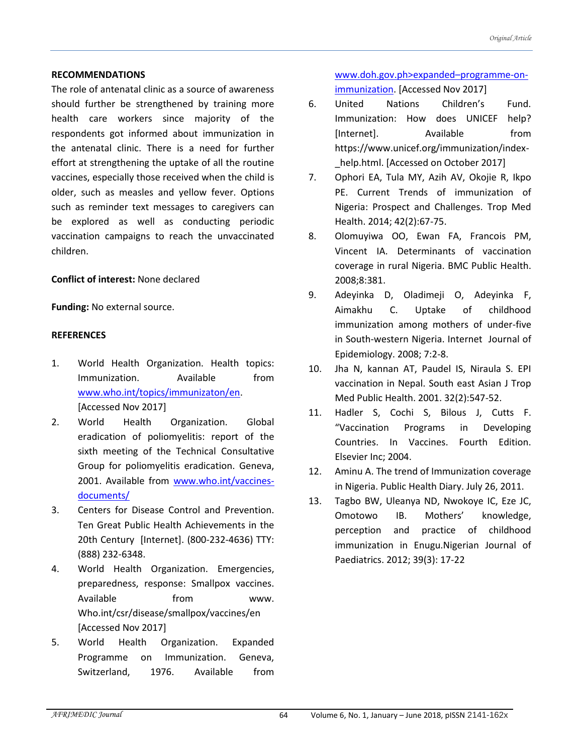## RECOMMENDATIONS

The role of antenatal clinic as a source of awareness should further be strengthened by training more health care workers since majority of the respondents got informed about immunization in the antenatal clinic. There is a need for further effort at strengthening the uptake of all the routine vaccines, especially those received when the child is older, such as measles and yellow fever. Options such as reminder text messages to caregivers can be explored as well as conducting periodic vaccination campaigns to reach the unvaccinated children.

**Conflict of interest:** None declared

**Funding:** No external source.

## REFERENCES

1. World Health Organization. Health topics: Immunization. Available from www.who.int/topics/immunizaton/en. [Accessed Nov 2017]
2. World Health Organization. Global eradication of poliomyelitis: report of the sixth meeting of the Technical Consultative Group for poliomyelitis eradication. Geneva, 2001. Available from www.who.int/vaccines-documents/
3. Centers for Disease Control and Prevention. Ten Great Public Health Achievements in the 20th Century [Internet]. (800-232-4636) TTY: (888) 232-6348.
4. World Health Organization. Emergencies, preparedness, response: Smallpox vaccines. Available from www. Who.int/csr/disease/smallpox/vaccines/en [Accessed Nov 2017]
5. World Health Organization. Expanded Programme on Immunization. Geneva, Switzerland, 1976. Available from www.doh.gov.ph>expanded–programme-on-immunization. [Accessed Nov 2017]
6. United Nations Children's Fund. Immunization: How does UNICEF help? [Internet]. Available from https://www.unicef.org/immunization/index-_help.html. [Accessed on October 2017]
7. Ophori EA, Tula MY, Azih AV, Okojie R, Ikpo PE. Current Trends of immunization of Nigeria: Prospect and Challenges. Trop Med Health. 2014; 42(2):67-75.
8. Olomuyiwa OO, Ewan FA, Francois PM, Vincent IA. Determinants of vaccination coverage in rural Nigeria. BMC Public Health. 2008;8:381.
9. Adeyinka D, Oladimeji O, Adeyinka F, Aimakhu C. Uptake of childhood immunization among mothers of under-five in South-western Nigeria. Internet Journal of Epidemiology. 2008; 7:2-8.
10. Jha N, kannan AT, Paudel IS, Niraula S. EPI vaccination in Nepal. South east Asian J Trop Med Public Health. 2001. 32(2):547-52.
11. Hadler S, Cochi S, Bilous J, Cutts F. "Vaccination Programs in Developing Countries. In Vaccines. Fourth Edition. Elsevier Inc; 2004.
12. Aminu A. The trend of Immunization coverage in Nigeria. Public Health Diary. July 26, 2011.
13. Tagbo BW, Uleanya ND, Nwokoye IC, Eze JC, Omotowo IB. Mothers' knowledge, perception and practice of childhood immunization in Enugu.Nigerian Journal of Paediatrics. 2012; 39(3): 17-22